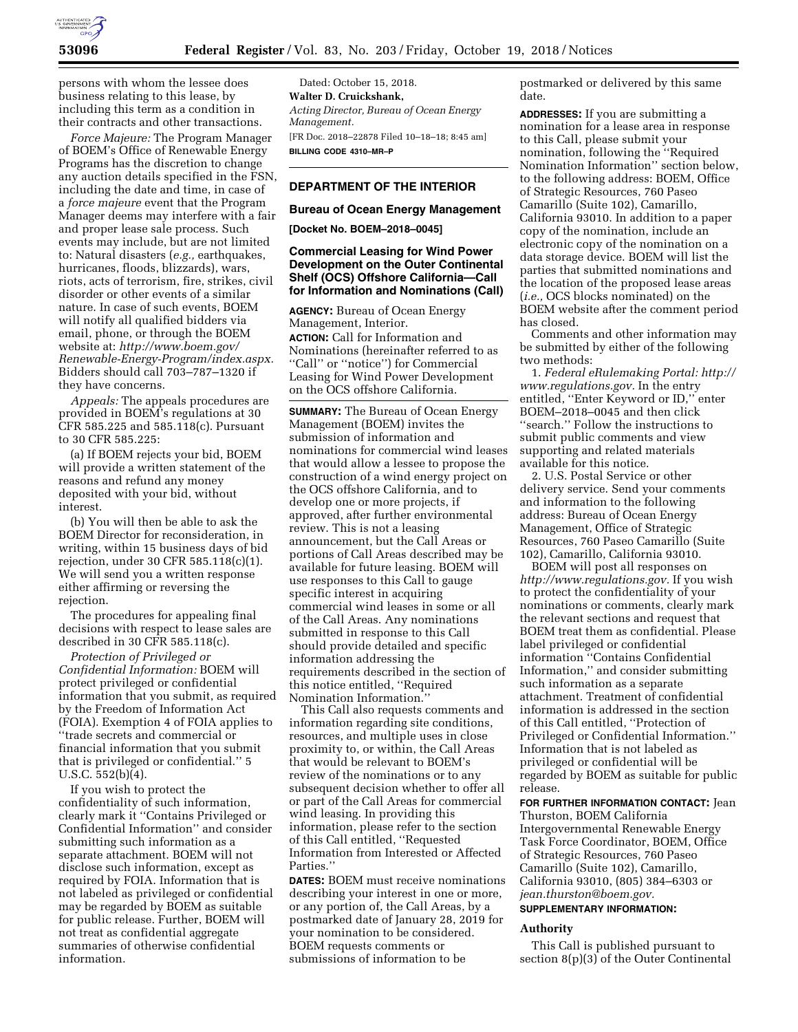persons with whom the lessee does business relating to this lease, by including this term as a condition in their contracts and other transactions.

*Force Majeure:* The Program Manager of BOEM's Office of Renewable Energy Programs has the discretion to change any auction details specified in the FSN, including the date and time, in case of a *force majeure* event that the Program Manager deems may interfere with a fair and proper lease sale process. Such events may include, but are not limited to: Natural disasters (*e.g.,* earthquakes, hurricanes, floods, blizzards), wars, riots, acts of terrorism, fire, strikes, civil disorder or other events of a similar nature. In case of such events, BOEM will notify all qualified bidders via email, phone, or through the BOEM website at: *http://www.boem.gov/Renewable-Energy-Program/index.aspx.* Bidders should call 703–787–1320 if they have concerns.

*Appeals:* The appeals procedures are provided in BOEM's regulations at 30 CFR 585.225 and 585.118(c). Pursuant to 30 CFR 585.225:

(a) If BOEM rejects your bid, BOEM will provide a written statement of the reasons and refund any money deposited with your bid, without interest.

(b) You will then be able to ask the BOEM Director for reconsideration, in writing, within 15 business days of bid rejection, under 30 CFR 585.118(c)(1). We will send you a written response either affirming or reversing the rejection.

The procedures for appealing final decisions with respect to lease sales are described in 30 CFR 585.118(c).

*Protection of Privileged or Confidential Information:* BOEM will protect privileged or confidential information that you submit, as required by the Freedom of Information Act (FOIA). Exemption 4 of FOIA applies to "trade secrets and commercial or financial information that you submit that is privileged or confidential." 5 U.S.C. 552(b)(4).

If you wish to protect the confidentiality of such information, clearly mark it "Contains Privileged or Confidential Information" and consider submitting such information as a separate attachment. BOEM will not disclose such information, except as required by FOIA. Information that is not labeled as privileged or confidential may be regarded by BOEM as suitable for public release. Further, BOEM will not treat as confidential aggregate summaries of otherwise confidential information.

Dated: October 15, 2018.

**Walter D. Cruickshank,**

*Acting Director, Bureau of Ocean Energy Management.*

[FR Doc. 2018–22878 Filed 10–18–18; 8:45 am]

**BILLING CODE 4310–MR–P**

## DEPARTMENT OF THE INTERIOR

### Bureau of Ocean Energy Management

**[Docket No. BOEM–2018–0045]**

### Commercial Leasing for Wind Power Development on the Outer Continental Shelf (OCS) Offshore California—Call for Information and Nominations (Call)

**AGENCY:** Bureau of Ocean Energy Management, Interior.

**ACTION:** Call for Information and Nominations (hereinafter referred to as "Call" or "notice") for Commercial Leasing for Wind Power Development on the OCS offshore California.

**SUMMARY:** The Bureau of Ocean Energy Management (BOEM) invites the submission of information and nominations for commercial wind leases that would allow a lessee to propose the construction of a wind energy project on the OCS offshore California, and to develop one or more projects, if approved, after further environmental review. This is not a leasing announcement, but the Call Areas or portions of Call Areas described may be available for future leasing. BOEM will use responses to this Call to gauge specific interest in acquiring commercial wind leases in some or all of the Call Areas. Any nominations submitted in response to this Call should provide detailed and specific information addressing the requirements described in the section of this notice entitled, "Required Nomination Information."

This Call also requests comments and information regarding site conditions, resources, and multiple uses in close proximity to, or within, the Call Areas that would be relevant to BOEM's review of the nominations or to any subsequent decision whether to offer all or part of the Call Areas for commercial wind leasing. In providing this information, please refer to the section of this Call entitled, "Requested Information from Interested or Affected Parties."

**DATES:** BOEM must receive nominations describing your interest in one or more, or any portion of, the Call Areas, by a postmarked date of January 28, 2019 for your nomination to be considered. BOEM requests comments or submissions of information to be postmarked or delivered by this same date.

**ADDRESSES:** If you are submitting a nomination for a lease area in response to this Call, please submit your nomination, following the "Required Nomination Information" section below, to the following address: BOEM, Office of Strategic Resources, 760 Paseo Camarillo (Suite 102), Camarillo, California 93010. In addition to a paper copy of the nomination, include an electronic copy of the nomination on a data storage device. BOEM will list the parties that submitted nominations and the location of the proposed lease areas (*i.e.,* OCS blocks nominated) on the BOEM website after the comment period has closed.

Comments and other information may be submitted by either of the following two methods:

1. *Federal eRulemaking Portal: http://www.regulations.gov.* In the entry entitled, "Enter Keyword or ID," enter BOEM–2018–0045 and then click "search." Follow the instructions to submit public comments and view supporting and related materials available for this notice.

2. U.S. Postal Service or other delivery service. Send your comments and information to the following address: Bureau of Ocean Energy Management, Office of Strategic Resources, 760 Paseo Camarillo (Suite 102), Camarillo, California 93010.

BOEM will post all responses on *http://www.regulations.gov.* If you wish to protect the confidentiality of your nominations or comments, clearly mark the relevant sections and request that BOEM treat them as confidential. Please label privileged or confidential information "Contains Confidential Information," and consider submitting such information as a separate attachment. Treatment of confidential information is addressed in the section of this Call entitled, "Protection of Privileged or Confidential Information." Information that is not labeled as privileged or confidential will be regarded by BOEM as suitable for public release.

**FOR FURTHER INFORMATION CONTACT:** Jean Thurston, BOEM California Intergovernmental Renewable Energy Task Force Coordinator, BOEM, Office of Strategic Resources, 760 Paseo Camarillo (Suite 102), Camarillo, California 93010, (805) 384–6303 or *jean.thurston@boem.gov.*

**SUPPLEMENTARY INFORMATION:**

#### Authority

This Call is published pursuant to section 8(p)(3) of the Outer Continental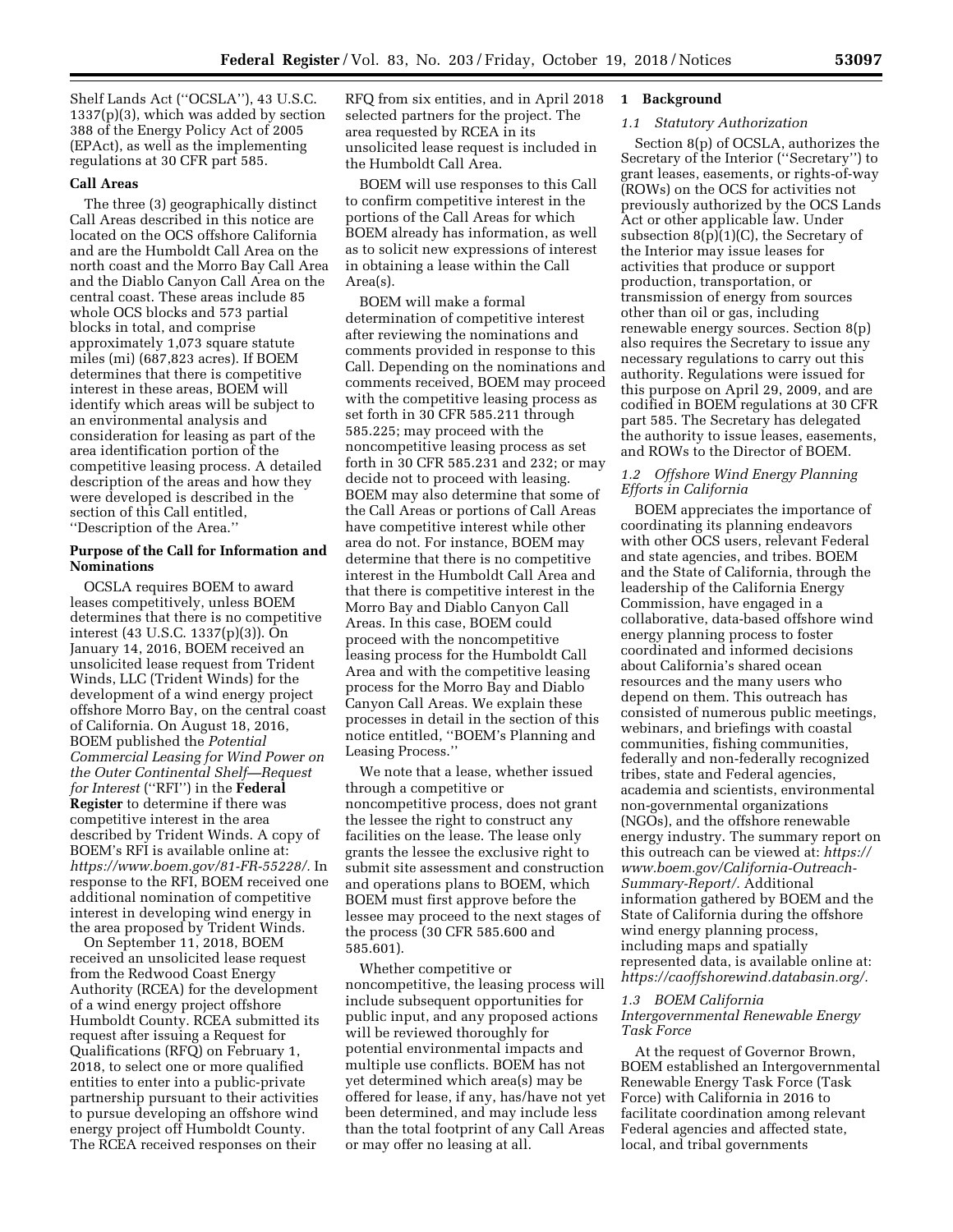Shelf Lands Act (''OCSLA''), 43 U.S.C. 1337(p)(3), which was added by section 388 of the Energy Policy Act of 2005 (EPAct), as well as the implementing regulations at 30 CFR part 585.

**Call Areas**

The three (3) geographically distinct Call Areas described in this notice are located on the OCS offshore California and are the Humboldt Call Area on the north coast and the Morro Bay Call Area and the Diablo Canyon Call Area on the central coast. These areas include 85 whole OCS blocks and 573 partial blocks in total, and comprise approximately 1,073 square statute miles (mi) (687,823 acres). If BOEM determines that there is competitive interest in these areas, BOEM will identify which areas will be subject to an environmental analysis and consideration for leasing as part of the area identification portion of the competitive leasing process. A detailed description of the areas and how they were developed is described in the section of this Call entitled, ''Description of the Area.''

**Purpose of the Call for Information and Nominations**

OCSLA requires BOEM to award leases competitively, unless BOEM determines that there is no competitive interest (43 U.S.C. 1337(p)(3)). On January 14, 2016, BOEM received an unsolicited lease request from Trident Winds, LLC (Trident Winds) for the development of a wind energy project offshore Morro Bay, on the central coast of California. On August 18, 2016, BOEM published the *Potential Commercial Leasing for Wind Power on the Outer Continental Shelf—Request for Interest* (''RFI'') in the **Federal Register** to determine if there was competitive interest in the area described by Trident Winds. A copy of BOEM's RFI is available online at: *https://www.boem.gov/81-FR-55228/*. In response to the RFI, BOEM received one additional nomination of competitive interest in developing wind energy in the area proposed by Trident Winds.

On September 11, 2018, BOEM received an unsolicited lease request from the Redwood Coast Energy Authority (RCEA) for the development of a wind energy project offshore Humboldt County. RCEA submitted its request after issuing a Request for Qualifications (RFQ) on February 1, 2018, to select one or more qualified entities to enter into a public-private partnership pursuant to their activities to pursue developing an offshore wind energy project off Humboldt County. The RCEA received responses on their RFQ from six entities, and in April 2018 selected partners for the project. The area requested by RCEA in its unsolicited lease request is included in the Humboldt Call Area.

BOEM will use responses to this Call to confirm competitive interest in the portions of the Call Areas for which BOEM already has information, as well as to solicit new expressions of interest in obtaining a lease within the Call Area(s).

BOEM will make a formal determination of competitive interest after reviewing the nominations and comments provided in response to this Call. Depending on the nominations and comments received, BOEM may proceed with the competitive leasing process as set forth in 30 CFR 585.211 through 585.225; may proceed with the noncompetitive leasing process as set forth in 30 CFR 585.231 and 232; or may decide not to proceed with leasing. BOEM may also determine that some of the Call Areas or portions of Call Areas have competitive interest while other area do not. For instance, BOEM may determine that there is no competitive interest in the Humboldt Call Area and that there is competitive interest in the Morro Bay and Diablo Canyon Call Areas. In this case, BOEM could proceed with the noncompetitive leasing process for the Humboldt Call Area and with the competitive leasing process for the Morro Bay and Diablo Canyon Call Areas. We explain these processes in detail in the section of this notice entitled, ''BOEM's Planning and Leasing Process.''

We note that a lease, whether issued through a competitive or noncompetitive process, does not grant the lessee the right to construct any facilities on the lease. The lease only grants the lessee the exclusive right to submit site assessment and construction and operations plans to BOEM, which BOEM must first approve before the lessee may proceed to the next stages of the process (30 CFR 585.600 and 585.601).

Whether competitive or noncompetitive, the leasing process will include subsequent opportunities for public input, and any proposed actions will be reviewed thoroughly for potential environmental impacts and multiple use conflicts. BOEM has not yet determined which area(s) may be offered for lease, if any, has/have not yet been determined, and may include less than the total footprint of any Call Areas or may offer no leasing at all.

## 1 Background

### *1.1 Statutory Authorization*

Section 8(p) of OCSLA, authorizes the Secretary of the Interior (''Secretary'') to grant leases, easements, or rights-of-way (ROWs) on the OCS for activities not previously authorized by the OCS Lands Act or other applicable law. Under subsection 8(p)(1)(C), the Secretary of the Interior may issue leases for activities that produce or support production, transportation, or transmission of energy from sources other than oil or gas, including renewable energy sources. Section 8(p) also requires the Secretary to issue any necessary regulations to carry out this authority. Regulations were issued for this purpose on April 29, 2009, and are codified in BOEM regulations at 30 CFR part 585. The Secretary has delegated the authority to issue leases, easements, and ROWs to the Director of BOEM.

### *1.2 Offshore Wind Energy Planning Efforts in California*

BOEM appreciates the importance of coordinating its planning endeavors with other OCS users, relevant Federal and state agencies, and tribes. BOEM and the State of California, through the leadership of the California Energy Commission, have engaged in a collaborative, data-based offshore wind energy planning process to foster coordinated and informed decisions about California's shared ocean resources and the many users who depend on them. This outreach has consisted of numerous public meetings, webinars, and briefings with coastal communities, fishing communities, federally and non-federally recognized tribes, state and Federal agencies, academia and scientists, environmental non-governmental organizations (NGOs), and the offshore renewable energy industry. The summary report on this outreach can be viewed at: *https://www.boem.gov/California-Outreach-Summary-Report/*. Additional information gathered by BOEM and the State of California during the offshore wind energy planning process, including maps and spatially represented data, is available online at: *https://caoffshorewind.databasin.org/*.

### *1.3 BOEM California Intergovernmental Renewable Energy Task Force*

At the request of Governor Brown, BOEM established an Intergovernmental Renewable Energy Task Force (Task Force) with California in 2016 to facilitate coordination among relevant Federal agencies and affected state, local, and tribal governments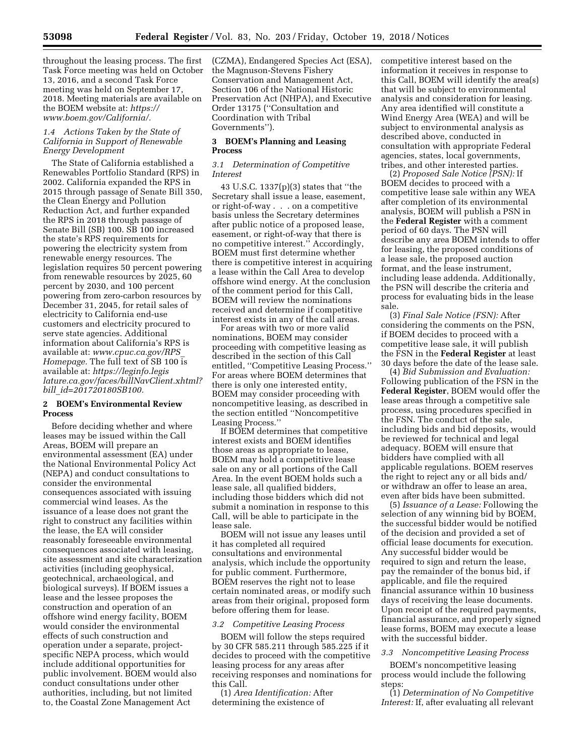throughout the leasing process. The first Task Force meeting was held on October 13, 2016, and a second Task Force meeting was held on September 17, 2018. Meeting materials are available on the BOEM website at: *https://www.boem.gov/California/.*

### *1.4 Actions Taken by the State of California in Support of Renewable Energy Development*

The State of California established a Renewables Portfolio Standard (RPS) in 2002. California expanded the RPS in 2015 through passage of Senate Bill 350, the Clean Energy and Pollution Reduction Act, and further expanded the RPS in 2018 through passage of Senate Bill (SB) 100. SB 100 increased the state's RPS requirements for powering the electricity system from renewable energy resources. The legislation requires 50 percent powering from renewable resources by 2025, 60 percent by 2030, and 100 percent powering from zero-carbon resources by December 31, 2045, for retail sales of electricity to California end-use customers and electricity procured to serve state agencies. Additional information about California's RPS is available at: *www.cpuc.ca.gov/RPS_Homepage.* The full text of SB 100 is available at: *https://leginfo.legislature.ca.gov/faces/billNavClient.xhtml?bill_id=201720180SB100.*

## 2 BOEM's Environmental Review Process

Before deciding whether and where leases may be issued within the Call Areas, BOEM will prepare an environmental assessment (EA) under the National Environmental Policy Act (NEPA) and conduct consultations to consider the environmental consequences associated with issuing commercial wind leases. As the issuance of a lease does not grant the right to construct any facilities within the lease, the EA will consider reasonably foreseeable environmental consequences associated with leasing, site assessment and site characterization activities (including geophysical, geotechnical, archaeological, and biological surveys). If BOEM issues a lease and the lessee proposes the construction and operation of an offshore wind energy facility, BOEM would consider the environmental effects of such construction and operation under a separate, project-specific NEPA process, which would include additional opportunities for public involvement. BOEM would also conduct consultations under other authorities, including, but not limited to, the Coastal Zone Management Act (CZMA), Endangered Species Act (ESA), the Magnuson-Stevens Fishery Conservation and Management Act, Section 106 of the National Historic Preservation Act (NHPA), and Executive Order 13175 (''Consultation and Coordination with Tribal Governments'').

## 3 BOEM's Planning and Leasing Process

### *3.1 Determination of Competitive Interest*

43 U.S.C. 1337(p)(3) states that ''the Secretary shall issue a lease, easement, or right-of-way . . . on a competitive basis unless the Secretary determines after public notice of a proposed lease, easement, or right-of-way that there is no competitive interest.'' Accordingly, BOEM must first determine whether there is competitive interest in acquiring a lease within the Call Area to develop offshore wind energy. At the conclusion of the comment period for this Call, BOEM will review the nominations received and determine if competitive interest exists in any of the call areas.

For areas with two or more valid nominations, BOEM may consider proceeding with competitive leasing as described in the section of this Call entitled, ''Competitive Leasing Process.'' For areas where BOEM determines that there is only one interested entity, BOEM may consider proceeding with noncompetitive leasing, as described in the section entitled ''Noncompetitive Leasing Process.''

If BOEM determines that competitive interest exists and BOEM identifies those areas as appropriate to lease, BOEM may hold a competitive lease sale on any or all portions of the Call Area. In the event BOEM holds such a lease sale, all qualified bidders, including those bidders which did not submit a nomination in response to this Call, will be able to participate in the lease sale.

BOEM will not issue any leases until it has completed all required consultations and environmental analysis, which include the opportunity for public comment. Furthermore, BOEM reserves the right not to lease certain nominated areas, or modify such areas from their original, proposed form before offering them for lease.

### *3.2 Competitive Leasing Process*

BOEM will follow the steps required by 30 CFR 585.211 through 585.225 if it decides to proceed with the competitive leasing process for any areas after receiving responses and nominations for this Call.

(1) *Area Identification:* After determining the existence of competitive interest based on the information it receives in response to this Call, BOEM will identify the area(s) that will be subject to environmental analysis and consideration for leasing. Any area identified will constitute a Wind Energy Area (WEA) and will be subject to environmental analysis as described above, conducted in consultation with appropriate Federal agencies, states, local governments, tribes, and other interested parties.

(2) *Proposed Sale Notice (PSN):* If BOEM decides to proceed with a competitive lease sale within any WEA after completion of its environmental analysis, BOEM will publish a PSN in the **Federal Register** with a comment period of 60 days. The PSN will describe any area BOEM intends to offer for leasing, the proposed conditions of a lease sale, the proposed auction format, and the lease instrument, including lease addenda. Additionally, the PSN will describe the criteria and process for evaluating bids in the lease sale.

(3) *Final Sale Notice (FSN):* After considering the comments on the PSN, if BOEM decides to proceed with a competitive lease sale, it will publish the FSN in the **Federal Register** at least 30 days before the date of the lease sale.

(4) *Bid Submission and Evaluation:* Following publication of the FSN in the **Federal Register**, BOEM would offer the lease areas through a competitive sale process, using procedures specified in the FSN. The conduct of the sale, including bids and bid deposits, would be reviewed for technical and legal adequacy. BOEM will ensure that bidders have complied with all applicable regulations. BOEM reserves the right to reject any or all bids and/or withdraw an offer to lease an area, even after bids have been submitted.

(5) *Issuance of a Lease:* Following the selection of any winning bid by BOEM, the successful bidder would be notified of the decision and provided a set of official lease documents for execution. Any successful bidder would be required to sign and return the lease, pay the remainder of the bonus bid, if applicable, and file the required financial assurance within 10 business days of receiving the lease documents. Upon receipt of the required payments, financial assurance, and properly signed lease forms, BOEM may execute a lease with the successful bidder.

### *3.3 Noncompetitive Leasing Process*

BOEM's noncompetitive leasing process would include the following steps:

(1) *Determination of No Competitive Interest:* If, after evaluating all relevant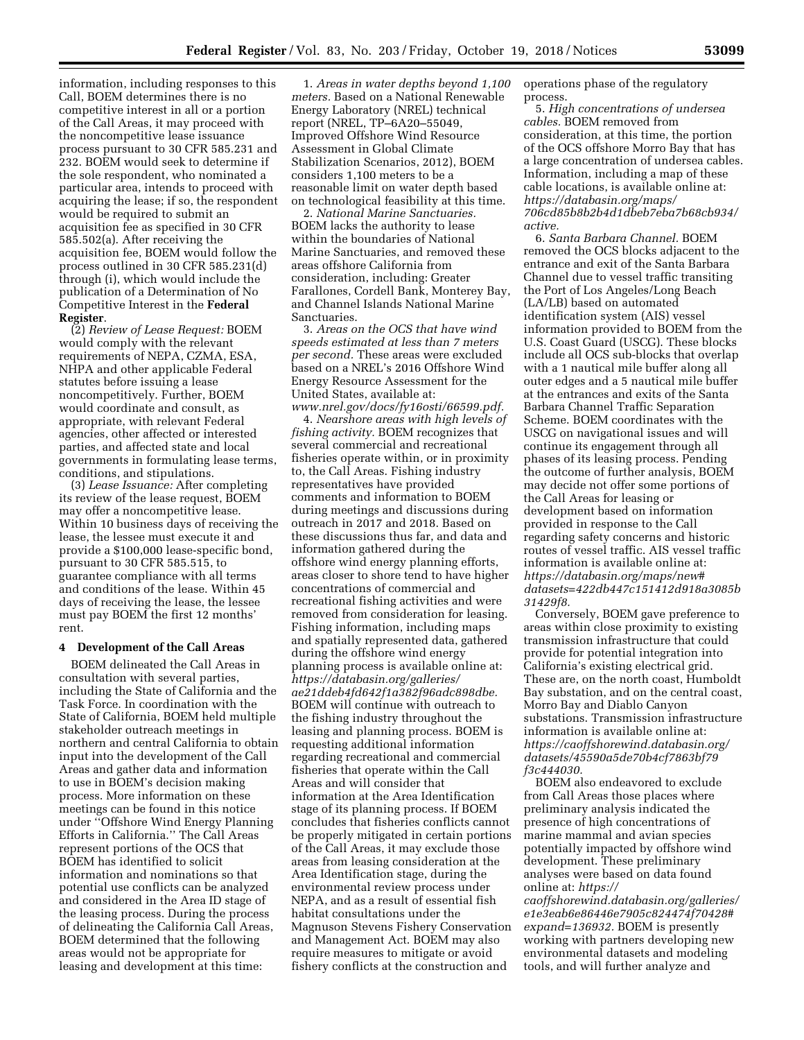information, including responses to this Call, BOEM determines there is no competitive interest in all or a portion of the Call Areas, it may proceed with the noncompetitive lease issuance process pursuant to 30 CFR 585.231 and 232. BOEM would seek to determine if the sole respondent, who nominated a particular area, intends to proceed with acquiring the lease; if so, the respondent would be required to submit an acquisition fee as specified in 30 CFR 585.502(a). After receiving the acquisition fee, BOEM would follow the process outlined in 30 CFR 585.231(d) through (i), which would include the publication of a Determination of No Competitive Interest in the **Federal Register**.

(2) *Review of Lease Request:* BOEM would comply with the relevant requirements of NEPA, CZMA, ESA, NHPA and other applicable Federal statutes before issuing a lease noncompetitively. Further, BOEM would coordinate and consult, as appropriate, with relevant Federal agencies, other affected or interested parties, and affected state and local governments in formulating lease terms, conditions, and stipulations.

(3) *Lease Issuance:* After completing its review of the lease request, BOEM may offer a noncompetitive lease. Within 10 business days of receiving the lease, the lessee must execute it and provide a $100,000 lease-specific bond, pursuant to 30 CFR 585.515, to guarantee compliance with all terms and conditions of the lease. Within 45 days of receiving the lease, the lessee must pay BOEM the first 12 months' rent.

## 4 Development of the Call Areas

BOEM delineated the Call Areas in consultation with several parties, including the State of California and the Task Force. In coordination with the State of California, BOEM held multiple stakeholder outreach meetings in northern and central California to obtain input into the development of the Call Areas and gather data and information to use in BOEM's decision making process. More information on these meetings can be found in this notice under "Offshore Wind Energy Planning Efforts in California." The Call Areas represent portions of the OCS that BOEM has identified to solicit information and nominations so that potential use conflicts can be analyzed and considered in the Area ID stage of the leasing process. During the process of delineating the California Call Areas, BOEM determined that the following areas would not be appropriate for leasing and development at this time:

1. *Areas in water depths beyond 1,100 meters.* Based on a National Renewable Energy Laboratory (NREL) technical report (NREL, TP–6A20–55049, Improved Offshore Wind Resource Assessment in Global Climate Stabilization Scenarios, 2012), BOEM considers 1,100 meters to be a reasonable limit on water depth based on technological feasibility at this time.

2. *National Marine Sanctuaries.* BOEM lacks the authority to lease within the boundaries of National Marine Sanctuaries, and removed these areas offshore California from consideration, including: Greater Farallones, Cordell Bank, Monterey Bay, and Channel Islands National Marine Sanctuaries.

3. *Areas on the OCS that have wind speeds estimated at less than 7 meters per second.* These areas were excluded based on a NREL's 2016 Offshore Wind Energy Resource Assessment for the United States, available at: *www.nrel.gov/docs/fy16osti/66599.pdf.*

4. *Nearshore areas with high levels of fishing activity.* BOEM recognizes that several commercial and recreational fisheries operate within, or in proximity to, the Call Areas. Fishing industry representatives have provided comments and information to BOEM during meetings and discussions during outreach in 2017 and 2018. Based on these discussions thus far, and data and information gathered during the offshore wind energy planning efforts, areas closer to shore tend to have higher concentrations of commercial and recreational fishing activities and were removed from consideration for leasing. Fishing information, including maps and spatially represented data, gathered during the offshore wind energy planning process is available online at: *https://databasin.org/galleries/ae21ddeb4fd642f1a382f96adc898dbe.* BOEM will continue with outreach to the fishing industry throughout the leasing and planning process. BOEM is requesting additional information regarding recreational and commercial fisheries that operate within the Call Areas and will consider that information at the Area Identification stage of its planning process. If BOEM concludes that fisheries conflicts cannot be properly mitigated in certain portions of the Call Areas, it may exclude those areas from leasing consideration at the Area Identification stage, during the environmental review process under NEPA, and as a result of essential fish habitat consultations under the Magnuson Stevens Fishery Conservation and Management Act. BOEM may also require measures to mitigate or avoid fishery conflicts at the construction and operations phase of the regulatory process.

5. *High concentrations of undersea cables.* BOEM removed from consideration, at this time, the portion of the OCS offshore Morro Bay that has a large concentration of undersea cables. Information, including a map of these cable locations, is available online at: *https://databasin.org/maps/706cd85b8b2b4d1dbeb7eba7b68cb934/active.*

6. *Santa Barbara Channel.* BOEM removed the OCS blocks adjacent to the entrance and exit of the Santa Barbara Channel due to vessel traffic transiting the Port of Los Angeles/Long Beach (LA/LB) based on automated identification system (AIS) vessel information provided to BOEM from the U.S. Coast Guard (USCG). These blocks include all OCS sub-blocks that overlap with a 1 nautical mile buffer along all outer edges and a 5 nautical mile buffer at the entrances and exits of the Santa Barbara Channel Traffic Separation Scheme. BOEM coordinates with the USCG on navigational issues and will continue its engagement through all phases of its leasing process. Pending the outcome of further analysis, BOEM may decide not offer some portions of the Call Areas for leasing or development based on information provided in response to the Call regarding safety concerns and historic routes of vessel traffic. AIS vessel traffic information is available online at: *https://databasin.org/maps/new#datasets=422db447c151412d918a3085b31429f8.*

Conversely, BOEM gave preference to areas within close proximity to existing transmission infrastructure that could provide for potential integration into California's existing electrical grid. These are, on the north coast, Humboldt Bay substation, and on the central coast, Morro Bay and Diablo Canyon substations. Transmission infrastructure information is available online at: *https://caoffshorewind.databasin.org/datasets/45590a5de70b4cf7863bf79f3c444030.*

BOEM also endeavored to exclude from Call Areas those places where preliminary analysis indicated the presence of high concentrations of marine mammal and avian species potentially impacted by offshore wind development. These preliminary analyses were based on data found online at: *https://caoffshorewind.databasin.org/galleries/e1e3eab6e86446e7905c824474f70428#expand=136932.* BOEM is presently working with partners developing new environmental datasets and modeling tools, and will further analyze and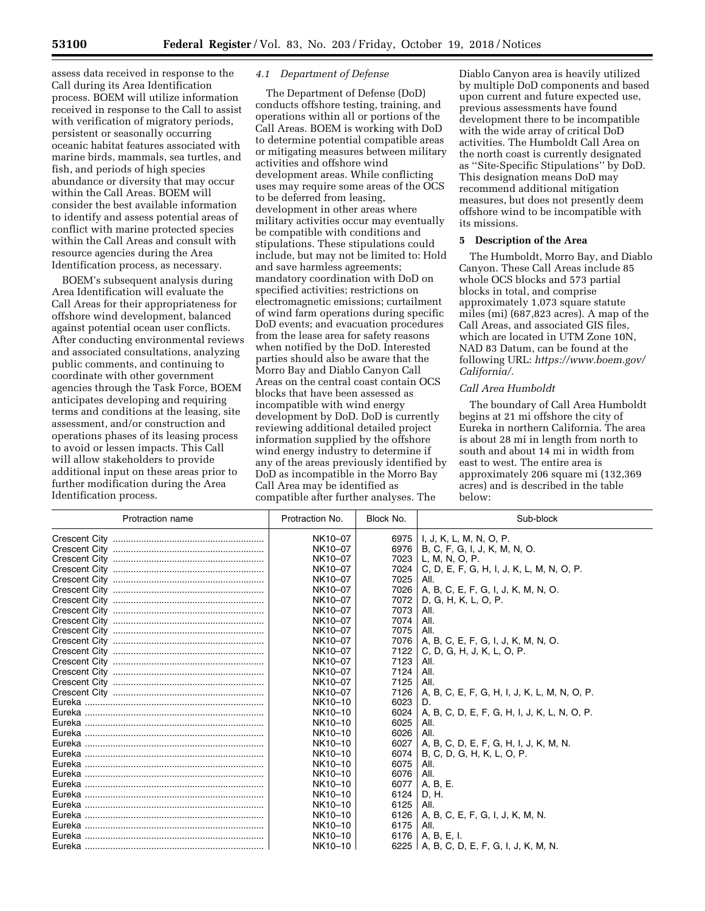assess data received in response to the Call during its Area Identification process. BOEM will utilize information received in response to the Call to assist with verification of migratory periods, persistent or seasonally occurring oceanic habitat features associated with marine birds, mammals, sea turtles, and fish, and periods of high species abundance or diversity that may occur within the Call Areas. BOEM will consider the best available information to identify and assess potential areas of conflict with marine protected species within the Call Areas and consult with resource agencies during the Area Identification process, as necessary.

BOEM's subsequent analysis during Area Identification will evaluate the Call Areas for their appropriateness for offshore wind development, balanced against potential ocean user conflicts. After conducting environmental reviews and associated consultations, analyzing public comments, and continuing to coordinate with other government agencies through the Task Force, BOEM anticipates developing and requiring terms and conditions at the leasing, site assessment, and/or construction and operations phases of its leasing process to avoid or lessen impacts. This Call will allow stakeholders to provide additional input on these areas prior to further modification during the Area Identification process.

### *4.1 Department of Defense*

The Department of Defense (DoD) conducts offshore testing, training, and operations within all or portions of the Call Areas. BOEM is working with DoD to determine potential compatible areas or mitigating measures between military activities and offshore wind development areas. While conflicting uses may require some areas of the OCS to be deferred from leasing, development in other areas where military activities occur may eventually be compatible with conditions and stipulations. These stipulations could include, but may not be limited to: Hold and save harmless agreements; mandatory coordination with DoD on specified activities; restrictions on electromagnetic emissions; curtailment of wind farm operations during specific DoD events; and evacuation procedures from the lease area for safety reasons when notified by the DoD. Interested parties should also be aware that the Morro Bay and Diablo Canyon Call Areas on the central coast contain OCS blocks that have been assessed as incompatible with wind energy development by DoD. DoD is currently reviewing additional detailed project information supplied by the offshore wind energy industry to determine if any of the areas previously identified by DoD as incompatible in the Morro Bay Call Area may be identified as compatible after further analyses. The Diablo Canyon area is heavily utilized by multiple DoD components and based upon current and future expected use, previous assessments have found development there to be incompatible with the wide array of critical DoD activities. The Humboldt Call Area on the north coast is currently designated as ''Site-Specific Stipulations'' by DoD. This designation means DoD may recommend additional mitigation measures, but does not presently deem offshore wind to be incompatible with its missions.

## 5 Description of the Area

The Humboldt, Morro Bay, and Diablo Canyon. These Call Areas include 85 whole OCS blocks and 573 partial blocks in total, and comprise approximately 1,073 square statute miles (mi) (687,823 acres). A map of the Call Areas, and associated GIS files, which are located in UTM Zone 10N, NAD 83 Datum, can be found at the following URL: *https://www.boem.gov/California/.*

### *Call Area Humboldt*

The boundary of Call Area Humboldt begins at 21 mi offshore the city of Eureka in northern California. The area is about 28 mi in length from north to south and about 14 mi in width from east to west. The entire area is approximately 206 square mi (132,369 acres) and is described in the table below:

| Protraction name | Protraction No. | Block No. | Sub-block |
|---|---|---|---|
| Crescent City | NK10–07 | 6975 | I, J, K, L, M, N, O, P. |
| Crescent City | NK10–07 | 6976 | B, C, F, G, I, J, K, M, N, O. |
| Crescent City | NK10–07 | 7023 | L, M, N, O, P. |
| Crescent City | NK10–07 | 7024 | C, D, E, F, G, H, I, J, K, L, M, N, O, P. |
| Crescent City | NK10–07 | 7025 | All. |
| Crescent City | NK10–07 | 7026 | A, B, C, E, F, G, I, J, K, M, N, O. |
| Crescent City | NK10–07 | 7072 | D, G, H, K, L, O, P. |
| Crescent City | NK10–07 | 7073 | All. |
| Crescent City | NK10–07 | 7074 | All. |
| Crescent City | NK10–07 | 7075 | All. |
| Crescent City | NK10–07 | 7076 | A, B, C, E, F, G, I, J, K, M, N, O. |
| Crescent City | NK10–07 | 7122 | C, D, G, H, J, K, L, O, P. |
| Crescent City | NK10–07 | 7123 | All. |
| Crescent City | NK10–07 | 7124 | All. |
| Crescent City | NK10–07 | 7125 | All. |
| Crescent City | NK10–07 | 7126 | A, B, C, E, F, G, H, I, J, K, L, M, N, O, P. |
| Eureka | NK10–10 | 6023 | D. |
| Eureka | NK10–10 | 6024 | A, B, C, D, E, F, G, H, I, J, K, L, N, O, P. |
| Eureka | NK10–10 | 6025 | All. |
| Eureka | NK10–10 | 6026 | All. |
| Eureka | NK10–10 | 6027 | A, B, C, D, E, F, G, H, I, J, K, M, N. |
| Eureka | NK10–10 | 6074 | B, C, D, G, H, K, L, O, P. |
| Eureka | NK10–10 | 6075 | All. |
| Eureka | NK10–10 | 6076 | All. |
| Eureka | NK10–10 | 6077 | A, B, E. |
| Eureka | NK10–10 | 6124 | D, H. |
| Eureka | NK10–10 | 6125 | All. |
| Eureka | NK10–10 | 6126 | A, B, C, E, F, G, I, J, K, M, N. |
| Eureka | NK10–10 | 6175 | All. |
| Eureka | NK10–10 | 6176 | A, B, E, I. |
| Eureka | NK10–10 | 6225 | A, B, C, D, E, F, G, I, J, K, M, N. |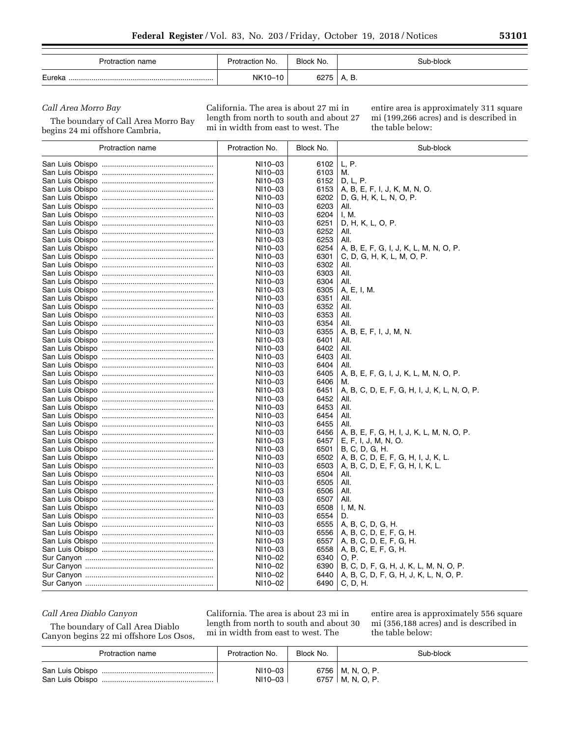| Protraction name | Protraction No. | Block No. | Sub-block |
| --- | --- | --- | --- |
| Eureka | NK10–10 | 6275 | A, B. |

### *Call Area Morro Bay*

The boundary of Call Area Morro Bay begins 24 mi offshore Cambria, California. The area is about 27 mi in length from north to south and about 27 mi in width from east to west. The entire area is approximately 311 square mi (199,266 acres) and is described in the table below:

| Protraction name | Protraction No. | Block No. | Sub-block |
| --- | --- | --- | --- |
| San Luis Obispo | NI10–03 | 6102 | L, P. |
| San Luis Obispo | NI10–03 | 6103 | M. |
| San Luis Obispo | NI10–03 | 6152 | D, L, P. |
| San Luis Obispo | NI10–03 | 6153 | A, B, E, F, I, J, K, M, N, O. |
| San Luis Obispo | NI10–03 | 6202 | D, G, H, K, L, N, O, P. |
| San Luis Obispo | NI10–03 | 6203 | All. |
| San Luis Obispo | NI10–03 | 6204 | I, M. |
| San Luis Obispo | NI10–03 | 6251 | D, H, K, L, O, P. |
| San Luis Obispo | NI10–03 | 6252 | All. |
| San Luis Obispo | NI10–03 | 6253 | All. |
| San Luis Obispo | NI10–03 | 6254 | A, B, E, F, G, I, J, K, L, M, N, O, P. |
| San Luis Obispo | NI10–03 | 6301 | C, D, G, H, K, L, M, O, P. |
| San Luis Obispo | NI10–03 | 6302 | All. |
| San Luis Obispo | NI10–03 | 6303 | All. |
| San Luis Obispo | NI10–03 | 6304 | All. |
| San Luis Obispo | NI10–03 | 6305 | A, E, I, M. |
| San Luis Obispo | NI10–03 | 6351 | All. |
| San Luis Obispo | NI10–03 | 6352 | All. |
| San Luis Obispo | NI10–03 | 6353 | All. |
| San Luis Obispo | NI10–03 | 6354 | All. |
| San Luis Obispo | NI10–03 | 6355 | A, B, E, F, I, J, M, N. |
| San Luis Obispo | NI10–03 | 6401 | All. |
| San Luis Obispo | NI10–03 | 6402 | All. |
| San Luis Obispo | NI10–03 | 6403 | All. |
| San Luis Obispo | NI10–03 | 6404 | All. |
| San Luis Obispo | NI10–03 | 6405 | A, B, E, F, G, I, J, K, L, M, N, O, P. |
| San Luis Obispo | NI10–03 | 6406 | M. |
| San Luis Obispo | NI10–03 | 6451 | A, B, C, D, E, F, G, H, I, J, K, L, N, O, P. |
| San Luis Obispo | NI10–03 | 6452 | All. |
| San Luis Obispo | NI10–03 | 6453 | All. |
| San Luis Obispo | NI10–03 | 6454 | All. |
| San Luis Obispo | NI10–03 | 6455 | All. |
| San Luis Obispo | NI10–03 | 6456 | A, B, E, F, G, H, I, J, K, L, M, N, O, P. |
| San Luis Obispo | NI10–03 | 6457 | E, F, I, J, M, N, O. |
| San Luis Obispo | NI10–03 | 6501 | B, C, D, G, H. |
| San Luis Obispo | NI10–03 | 6502 | A, B, C, D, E, F, G, H, I, J, K, L. |
| San Luis Obispo | NI10–03 | 6503 | A, B, C, D, E, F, G, H, I, K, L. |
| San Luis Obispo | NI10–03 | 6504 | All. |
| San Luis Obispo | NI10–03 | 6505 | All. |
| San Luis Obispo | NI10–03 | 6506 | All. |
| San Luis Obispo | NI10–03 | 6507 | All. |
| San Luis Obispo | NI10–03 | 6508 | I, M, N. |
| San Luis Obispo | NI10–03 | 6554 | D. |
| San Luis Obispo | NI10–03 | 6555 | A, B, C, D, G, H. |
| San Luis Obispo | NI10–03 | 6556 | A, B, C, D, E, F, G, H. |
| San Luis Obispo | NI10–03 | 6557 | A, B, C, D, E, F, G, H. |
| San Luis Obispo | NI10–03 | 6558 | A, B, C, E, F, G, H. |
| Sur Canyon | NI10–02 | 6340 | O, P. |
| Sur Canyon | NI10–02 | 6390 | B, C, D, F, G, H, J, K, L, M, N, O, P. |
| Sur Canyon | NI10–02 | 6440 | A, B, C, D, F, G, H, J, K, L, N, O, P. |
| Sur Canyon | NI10–02 | 6490 | C, D, H. |

### *Call Area Diablo Canyon*

The boundary of Call Area Diablo Canyon begins 22 mi offshore Los Osos, California. The area is about 23 mi in length from north to south and about 30 mi in width from east to west. The entire area is approximately 556 square mi (356,188 acres) and is described in the table below:

| Protraction name | Protraction No. | Block No. | Sub-block |
| --- | --- | --- | --- |
| San Luis Obispo | NI10–03 | 6756 | M, N, O, P. |
| San Luis Obispo | NI10–03 | 6757 | M, N, O, P. |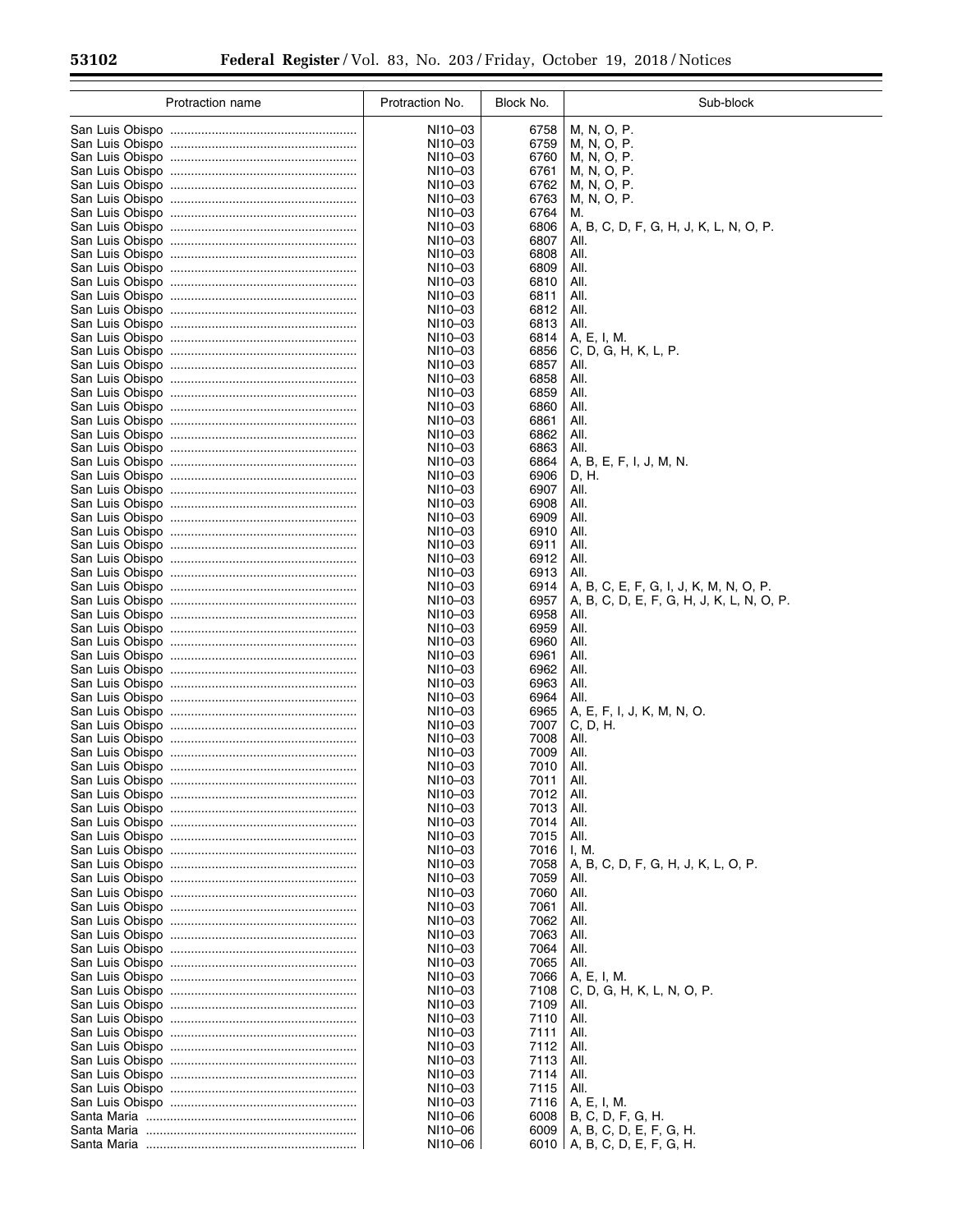| Protraction name | Protraction No. | Block No. | Sub-block |
|---|---|---|---|
| San Luis Obispo | NI10–03 | 6758 | M, N, O, P. |
| San Luis Obispo | NI10–03 | 6759 | M, N, O, P. |
| San Luis Obispo | NI10–03 | 6760 | M, N, O, P. |
| San Luis Obispo | NI10–03 | 6761 | M, N, O, P. |
| San Luis Obispo | NI10–03 | 6762 | M, N, O, P. |
| San Luis Obispo | NI10–03 | 6763 | M, N, O, P. |
| San Luis Obispo | NI10–03 | 6764 | M. |
| San Luis Obispo | NI10–03 | 6806 | A, B, C, D, F, G, H, J, K, L, N, O, P. |
| San Luis Obispo | NI10–03 | 6807 | All. |
| San Luis Obispo | NI10–03 | 6808 | All. |
| San Luis Obispo | NI10–03 | 6809 | All. |
| San Luis Obispo | NI10–03 | 6810 | All. |
| San Luis Obispo | NI10–03 | 6811 | All. |
| San Luis Obispo | NI10–03 | 6812 | All. |
| San Luis Obispo | NI10–03 | 6813 | All. |
| San Luis Obispo | NI10–03 | 6814 | A, E, I, M. |
| San Luis Obispo | NI10–03 | 6856 | C, D, G, H, K, L, P. |
| San Luis Obispo | NI10–03 | 6857 | All. |
| San Luis Obispo | NI10–03 | 6858 | All. |
| San Luis Obispo | NI10–03 | 6859 | All. |
| San Luis Obispo | NI10–03 | 6860 | All. |
| San Luis Obispo | NI10–03 | 6861 | All. |
| San Luis Obispo | NI10–03 | 6862 | All. |
| San Luis Obispo | NI10–03 | 6863 | All. |
| San Luis Obispo | NI10–03 | 6864 | A, B, E, F, I, J, M, N. |
| San Luis Obispo | NI10–03 | 6906 | D, H. |
| San Luis Obispo | NI10–03 | 6907 | All. |
| San Luis Obispo | NI10–03 | 6908 | All. |
| San Luis Obispo | NI10–03 | 6909 | All. |
| San Luis Obispo | NI10–03 | 6910 | All. |
| San Luis Obispo | NI10–03 | 6911 | All. |
| San Luis Obispo | NI10–03 | 6912 | All. |
| San Luis Obispo | NI10–03 | 6913 | All. |
| San Luis Obispo | NI10–03 | 6914 | A, B, C, E, F, G, I, J, K, M, N, O, P. |
| San Luis Obispo | NI10–03 | 6957 | A, B, C, D, E, F, G, H, J, K, L, N, O, P. |
| San Luis Obispo | NI10–03 | 6958 | All. |
| San Luis Obispo | NI10–03 | 6959 | All. |
| San Luis Obispo | NI10–03 | 6960 | All. |
| San Luis Obispo | NI10–03 | 6961 | All. |
| San Luis Obispo | NI10–03 | 6962 | All. |
| San Luis Obispo | NI10–03 | 6963 | All. |
| San Luis Obispo | NI10–03 | 6964 | All. |
| San Luis Obispo | NI10–03 | 6965 | A, E, F, I, J, K, M, N, O. |
| San Luis Obispo | NI10–03 | 7007 | C, D, H. |
| San Luis Obispo | NI10–03 | 7008 | All. |
| San Luis Obispo | NI10–03 | 7009 | All. |
| San Luis Obispo | NI10–03 | 7010 | All. |
| San Luis Obispo | NI10–03 | 7011 | All. |
| San Luis Obispo | NI10–03 | 7012 | All. |
| San Luis Obispo | NI10–03 | 7013 | All. |
| San Luis Obispo | NI10–03 | 7014 | All. |
| San Luis Obispo | NI10–03 | 7015 | All. |
| San Luis Obispo | NI10–03 | 7016 | I, M. |
| San Luis Obispo | NI10–03 | 7058 | A, B, C, D, F, G, H, J, K, L, O, P. |
| San Luis Obispo | NI10–03 | 7059 | All. |
| San Luis Obispo | NI10–03 | 7060 | All. |
| San Luis Obispo | NI10–03 | 7061 | All. |
| San Luis Obispo | NI10–03 | 7062 | All. |
| San Luis Obispo | NI10–03 | 7063 | All. |
| San Luis Obispo | NI10–03 | 7064 | All. |
| San Luis Obispo | NI10–03 | 7065 | All. |
| San Luis Obispo | NI10–03 | 7066 | A, E, I, M. |
| San Luis Obispo | NI10–03 | 7108 | C, D, G, H, K, L, N, O, P. |
| San Luis Obispo | NI10–03 | 7109 | All. |
| San Luis Obispo | NI10–03 | 7110 | All. |
| San Luis Obispo | NI10–03 | 7111 | All. |
| San Luis Obispo | NI10–03 | 7112 | All. |
| San Luis Obispo | NI10–03 | 7113 | All. |
| San Luis Obispo | NI10–03 | 7114 | All. |
| San Luis Obispo | NI10–03 | 7115 | All. |
| San Luis Obispo | NI10–03 | 7116 | A, E, I, M. |
| Santa Maria | NI10–06 | 6008 | B, C, D, F, G, H. |
| Santa Maria | NI10–06 | 6009 | A, B, C, D, E, F, G, H. |
| Santa Maria | NI10–06 | 6010 | A, B, C, D, E, F, G, H. |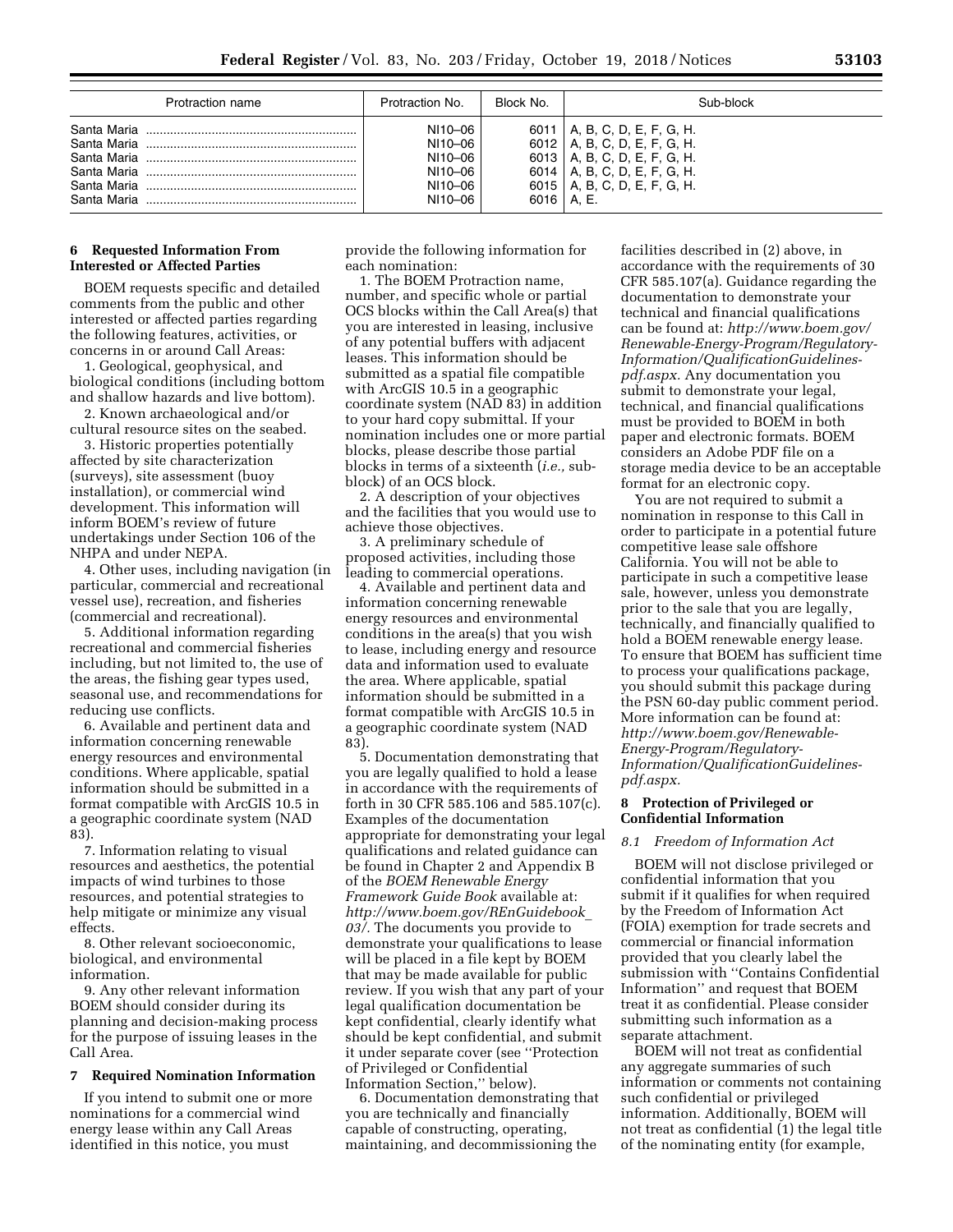| Protraction name | Protraction No. | Block No. | Sub-block |
|---|---|---|---|
| Santa Maria | NI10–06 | 6011 | A, B, C, D, E, F, G, H. |
| Santa Maria | NI10–06 | 6012 | A, B, C, D, E, F, G, H. |
| Santa Maria | NI10–06 | 6013 | A, B, C, D, E, F, G, H. |
| Santa Maria | NI10–06 | 6014 | A, B, C, D, E, F, G, H. |
| Santa Maria | NI10–06 | 6015 | A, B, C, D, E, F, G, H. |
| Santa Maria | NI10–06 | 6016 | A, E. |

## 6 Requested Information From Interested or Affected Parties

BOEM requests specific and detailed comments from the public and other interested or affected parties regarding the following features, activities, or concerns in or around Call Areas:

1. Geological, geophysical, and biological conditions (including bottom and shallow hazards and live bottom).
2. Known archaeological and/or cultural resource sites on the seabed.
3. Historic properties potentially affected by site characterization (surveys), site assessment (buoy installation), or commercial wind development. This information will inform BOEM's review of future undertakings under Section 106 of the NHPA and under NEPA.
4. Other uses, including navigation (in particular, commercial and recreational vessel use), recreation, and fisheries (commercial and recreational).
5. Additional information regarding recreational and commercial fisheries including, but not limited to, the use of the areas, the fishing gear types used, seasonal use, and recommendations for reducing use conflicts.
6. Available and pertinent data and information concerning renewable energy resources and environmental conditions. Where applicable, spatial information should be submitted in a format compatible with ArcGIS 10.5 in a geographic coordinate system (NAD 83).
7. Information relating to visual resources and aesthetics, the potential impacts of wind turbines to those resources, and potential strategies to help mitigate or minimize any visual effects.
8. Other relevant socioeconomic, biological, and environmental information.
9. Any other relevant information BOEM should consider during its planning and decision-making process for the purpose of issuing leases in the Call Area.

## 7 Required Nomination Information

If you intend to submit one or more nominations for a commercial wind energy lease within any Call Areas identified in this notice, you must provide the following information for each nomination:

1. The BOEM Protraction name, number, and specific whole or partial OCS blocks within the Call Area(s) that you are interested in leasing, inclusive of any potential buffers with adjacent leases. This information should be submitted as a spatial file compatible with ArcGIS 10.5 in a geographic coordinate system (NAD 83) in addition to your hard copy submittal. If your nomination includes one or more partial blocks, please describe those partial blocks in terms of a sixteenth (*i.e.,* sub-block) of an OCS block.
2. A description of your objectives and the facilities that you would use to achieve those objectives.
3. A preliminary schedule of proposed activities, including those leading to commercial operations.
4. Available and pertinent data and information concerning renewable energy resources and environmental conditions in the area(s) that you wish to lease, including energy and resource data and information used to evaluate the area. Where applicable, spatial information should be submitted in a format compatible with ArcGIS 10.5 in a geographic coordinate system (NAD 83).
5. Documentation demonstrating that you are legally qualified to hold a lease in accordance with the requirements of forth in 30 CFR 585.106 and 585.107(c). Examples of the documentation appropriate for demonstrating your legal qualifications and related guidance can be found in Chapter 2 and Appendix B of the *BOEM Renewable Energy Framework Guide Book* available at: *http://www.boem.gov/REnGuidebook_03/.* The documents you provide to demonstrate your qualifications to lease will be placed in a file kept by BOEM that may be made available for public review. If you wish that any part of your legal qualification documentation be kept confidential, clearly identify what should be kept confidential, and submit it under separate cover (see ''Protection of Privileged or Confidential Information Section,'' below).
6. Documentation demonstrating that you are technically and financially capable of constructing, operating, maintaining, and decommissioning the facilities described in (2) above, in accordance with the requirements of 30 CFR 585.107(a). Guidance regarding the documentation to demonstrate your technical and financial qualifications can be found at: *http://www.boem.gov/Renewable-Energy-Program/Regulatory-Information/QualificationGuidelines-pdf.aspx.* Any documentation you submit to demonstrate your legal, technical, and financial qualifications must be provided to BOEM in both paper and electronic formats. BOEM considers an Adobe PDF file on a storage media device to be an acceptable format for an electronic copy.

You are not required to submit a nomination in response to this Call in order to participate in a potential future competitive lease sale offshore California. You will not be able to participate in such a competitive lease sale, however, unless you demonstrate prior to the sale that you are legally, technically, and financially qualified to hold a BOEM renewable energy lease. To ensure that BOEM has sufficient time to process your qualifications package, you should submit this package during the PSN 60-day public comment period. More information can be found at: *http://www.boem.gov/Renewable-Energy-Program/Regulatory-Information/QualificationGuidelines-pdf.aspx.*

## 8 Protection of Privileged or Confidential Information

### *8.1 Freedom of Information Act*

BOEM will not disclose privileged or confidential information that you submit if it qualifies for when required by the Freedom of Information Act (FOIA) exemption for trade secrets and commercial or financial information provided that you clearly label the submission with ''Contains Confidential Information'' and request that BOEM treat it as confidential. Please consider submitting such information as a separate attachment.

BOEM will not treat as confidential any aggregate summaries of such information or comments not containing such confidential or privileged information. Additionally, BOEM will not treat as confidential (1) the legal title of the nominating entity (for example,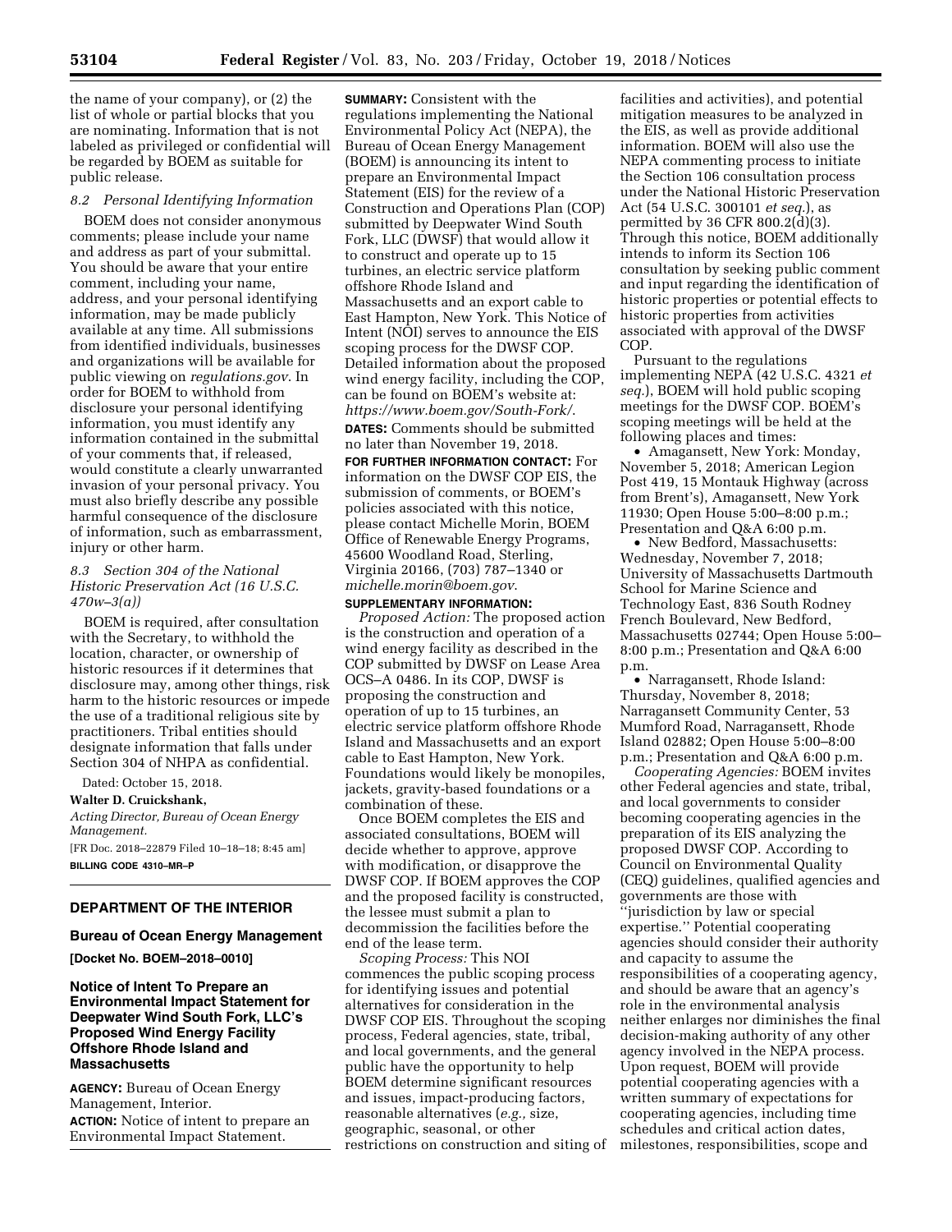the name of your company), or (2) the list of whole or partial blocks that you are nominating. Information that is not labeled as privileged or confidential will be regarded by BOEM as suitable for public release.

### *8.2 Personal Identifying Information*

BOEM does not consider anonymous comments; please include your name and address as part of your submittal. You should be aware that your entire comment, including your name, address, and your personal identifying information, may be made publicly available at any time. All submissions from identified individuals, businesses and organizations will be available for public viewing on *regulations.gov*. In order for BOEM to withhold from disclosure your personal identifying information, you must identify any information contained in the submittal of your comments that, if released, would constitute a clearly unwarranted invasion of your personal privacy. You must also briefly describe any possible harmful consequence of the disclosure of information, such as embarrassment, injury or other harm.

### *8.3 Section 304 of the National Historic Preservation Act (16 U.S.C. 470w–3(a))*

BOEM is required, after consultation with the Secretary, to withhold the location, character, or ownership of historic resources if it determines that disclosure may, among other things, risk harm to the historic resources or impede the use of a traditional religious site by practitioners. Tribal entities should designate information that falls under Section 304 of NHPA as confidential.

Dated: October 15, 2018.

**Walter D. Cruickshank,**

*Acting Director, Bureau of Ocean Energy Management.*

[FR Doc. 2018–22879 Filed 10–18–18; 8:45 am]

**BILLING CODE 4310–MR–P**

## DEPARTMENT OF THE INTERIOR

### Bureau of Ocean Energy Management

**[Docket No. BOEM–2018–0010]**

### Notice of Intent To Prepare an Environmental Impact Statement for Deepwater Wind South Fork, LLC's Proposed Wind Energy Facility Offshore Rhode Island and Massachusetts

**AGENCY:** Bureau of Ocean Energy Management, Interior.

**ACTION:** Notice of intent to prepare an Environmental Impact Statement.

**SUMMARY:** Consistent with the regulations implementing the National Environmental Policy Act (NEPA), the Bureau of Ocean Energy Management (BOEM) is announcing its intent to prepare an Environmental Impact Statement (EIS) for the review of a Construction and Operations Plan (COP) submitted by Deepwater Wind South Fork, LLC (DWSF) that would allow it to construct and operate up to 15 turbines, an electric service platform offshore Rhode Island and Massachusetts and an export cable to East Hampton, New York. This Notice of Intent (NOI) serves to announce the EIS scoping process for the DWSF COP. Detailed information about the proposed wind energy facility, including the COP, can be found on BOEM's website at: *https://www.boem.gov/South-Fork/*.

**DATES:** Comments should be submitted no later than November 19, 2018.

**FOR FURTHER INFORMATION CONTACT:** For information on the DWSF COP EIS, the submission of comments, or BOEM's policies associated with this notice, please contact Michelle Morin, BOEM Office of Renewable Energy Programs, 45600 Woodland Road, Sterling, Virginia 20166, (703) 787–1340 or *michelle.morin@boem.gov*.

**SUPPLEMENTARY INFORMATION:**

*Proposed Action:* The proposed action is the construction and operation of a wind energy facility as described in the COP submitted by DWSF on Lease Area OCS–A 0486. In its COP, DWSF is proposing the construction and operation of up to 15 turbines, an electric service platform offshore Rhode Island and Massachusetts and an export cable to East Hampton, New York. Foundations would likely be monopiles, jackets, gravity-based foundations or a combination of these.

Once BOEM completes the EIS and associated consultations, BOEM will decide whether to approve, approve with modification, or disapprove the DWSF COP. If BOEM approves the COP and the proposed facility is constructed, the lessee must submit a plan to decommission the facilities before the end of the lease term.

*Scoping Process:* This NOI commences the public scoping process for identifying issues and potential alternatives for consideration in the DWSF COP EIS. Throughout the scoping process, Federal agencies, state, tribal, and local governments, and the general public have the opportunity to help BOEM determine significant resources and issues, impact-producing factors, reasonable alternatives (*e.g.,* size, geographic, seasonal, or other restrictions on construction and siting of facilities and activities), and potential mitigation measures to be analyzed in the EIS, as well as provide additional information. BOEM will also use the NEPA commenting process to initiate the Section 106 consultation process under the National Historic Preservation Act (54 U.S.C. 300101 *et seq.*), as permitted by 36 CFR 800.2(d)(3). Through this notice, BOEM additionally intends to inform its Section 106 consultation by seeking public comment and input regarding the identification of historic properties or potential effects to historic properties from activities associated with approval of the DWSF COP.

Pursuant to the regulations implementing NEPA (42 U.S.C. 4321 *et seq.*), BOEM will hold public scoping meetings for the DWSF COP. BOEM's scoping meetings will be held at the following places and times:

- Amagansett, New York: Monday, November 5, 2018; American Legion Post 419, 15 Montauk Highway (across from Brent's), Amagansett, New York 11930; Open House 5:00–8:00 p.m.; Presentation and Q&A 6:00 p.m.
- New Bedford, Massachusetts: Wednesday, November 7, 2018; University of Massachusetts Dartmouth School for Marine Science and Technology East, 836 South Rodney French Boulevard, New Bedford, Massachusetts 02744; Open House 5:00–8:00 p.m.; Presentation and Q&A 6:00 p.m.
- Narragansett, Rhode Island: Thursday, November 8, 2018; Narragansett Community Center, 53 Mumford Road, Narragansett, Rhode Island 02882; Open House 5:00–8:00 p.m.; Presentation and Q&A 6:00 p.m.

*Cooperating Agencies:* BOEM invites other Federal agencies and state, tribal, and local governments to consider becoming cooperating agencies in the preparation of its EIS analyzing the proposed DWSF COP. According to Council on Environmental Quality (CEQ) guidelines, qualified agencies and governments are those with "jurisdiction by law or special expertise." Potential cooperating agencies should consider their authority and capacity to assume the responsibilities of a cooperating agency, and should be aware that an agency's role in the environmental analysis neither enlarges nor diminishes the final decision-making authority of any other agency involved in the NEPA process. Upon request, BOEM will provide potential cooperating agencies with a written summary of expectations for cooperating agencies, including time schedules and critical action dates, milestones, responsibilities, scope and